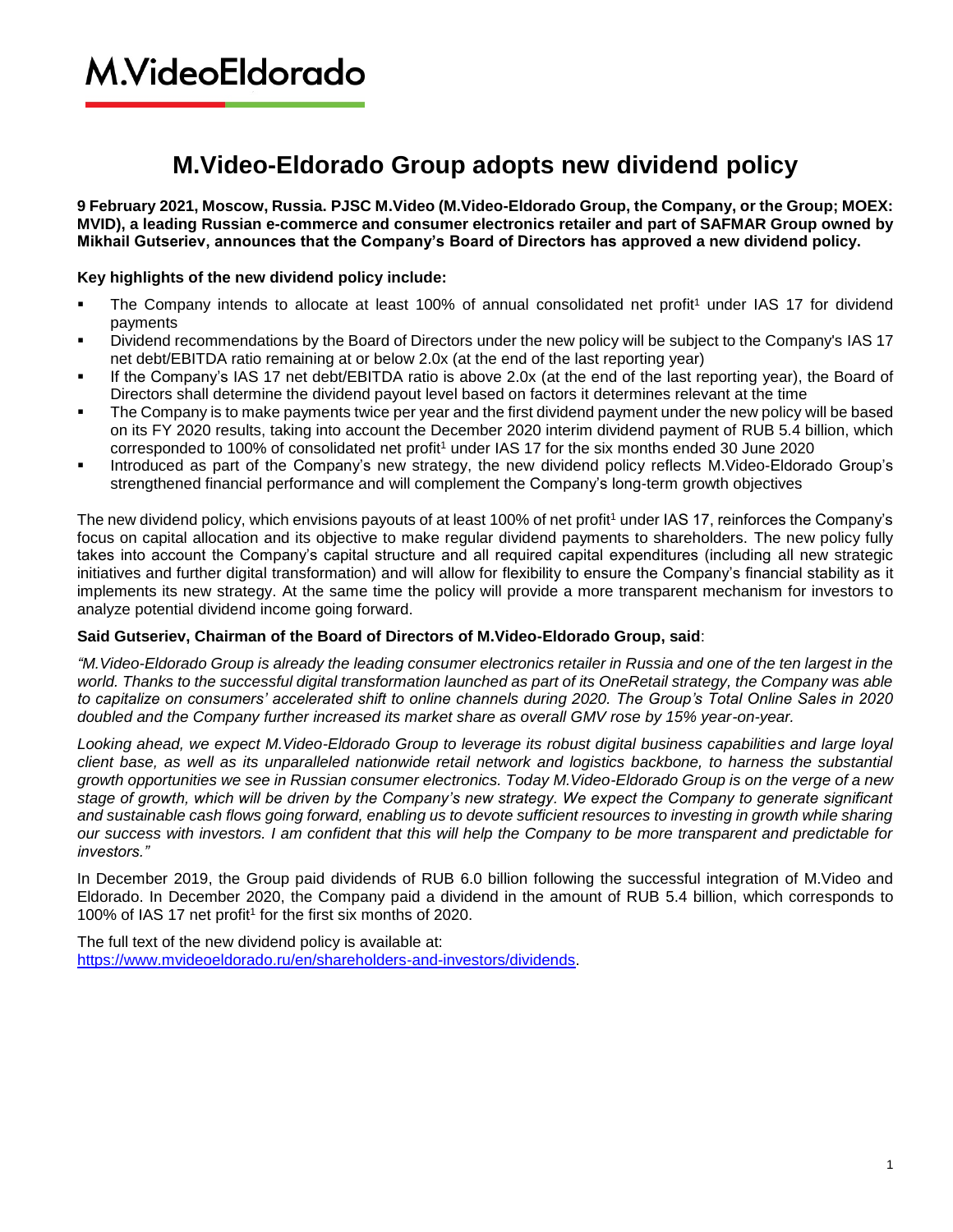M.VideoEldorado

# M.Video-Eldorado Group adopts new dividend policy

**9 February 2021, Moscow, Russia. PJSC M.Video (M.Video-Eldorado Group, the Company, or the Group; MOEX: MVID), a leading Russian e-commerce and consumer electronics retailer and part of SAFMAR Group owned by Mikhail Gutseriev, announces that the Company's Board of Directors has approved a new dividend policy.**

**Key highlights of the new dividend policy include:**

- The Company intends to allocate at least 100% of annual consolidated net profit[1] under IAS 17 for dividend payments
- Dividend recommendations by the Board of Directors under the new policy will be subject to the Company's IAS 17 net debt/EBITDA ratio remaining at or below 2.0x (at the end of the last reporting year)
- If the Company's IAS 17 net debt/EBITDA ratio is above 2.0x (at the end of the last reporting year), the Board of Directors shall determine the dividend payout level based on factors it determines relevant at the time
- The Company is to make payments twice per year and the first dividend payment under the new policy will be based on its FY 2020 results, taking into account the December 2020 interim dividend payment of RUB 5.4 billion, which corresponded to 100% of consolidated net profit[1] under IAS 17 for the six months ended 30 June 2020
- Introduced as part of the Company's new strategy, the new dividend policy reflects M.Video-Eldorado Group's strengthened financial performance and will complement the Company's long-term growth objectives

The new dividend policy, which envisions payouts of at least 100% of net profit[1] under IAS 17, reinforces the Company's focus on capital allocation and its objective to make regular dividend payments to shareholders. The new policy fully takes into account the Company's capital structure and all required capital expenditures (including all new strategic initiatives and further digital transformation) and will allow for flexibility to ensure the Company's financial stability as it implements its new strategy. At the same time the policy will provide a more transparent mechanism for investors to analyze potential dividend income going forward.

**Said Gutseriev, Chairman of the Board of Directors of M.Video-Eldorado Group, said**:

*"M.Video-Eldorado Group is already the leading consumer electronics retailer in Russia and one of the ten largest in the world. Thanks to the successful digital transformation launched as part of its OneRetail strategy, the Company was able to capitalize on consumers' accelerated shift to online channels during 2020. The Group's Total Online Sales in 2020 doubled and the Company further increased its market share as overall GMV rose by 15% year-on-year.*

*Looking ahead, we expect M.Video-Eldorado Group to leverage its robust digital business capabilities and large loyal client base, as well as its unparalleled nationwide retail network and logistics backbone, to harness the substantial growth opportunities we see in Russian consumer electronics. Today M.Video-Eldorado Group is on the verge of a new stage of growth, which will be driven by the Company's new strategy. We expect the Company to generate significant and sustainable cash flows going forward, enabling us to devote sufficient resources to investing in growth while sharing our success with investors. I am confident that this will help the Company to be more transparent and predictable for investors."*

In December 2019, the Group paid dividends of RUB 6.0 billion following the successful integration of M.Video and Eldorado. In December 2020, the Company paid a dividend in the amount of RUB 5.4 billion, which corresponds to 100% of IAS 17 net profit[1] for the first six months of 2020.

The full text of the new dividend policy is available at:
https://www.mvideoeldorado.ru/en/shareholders-and-investors/dividends.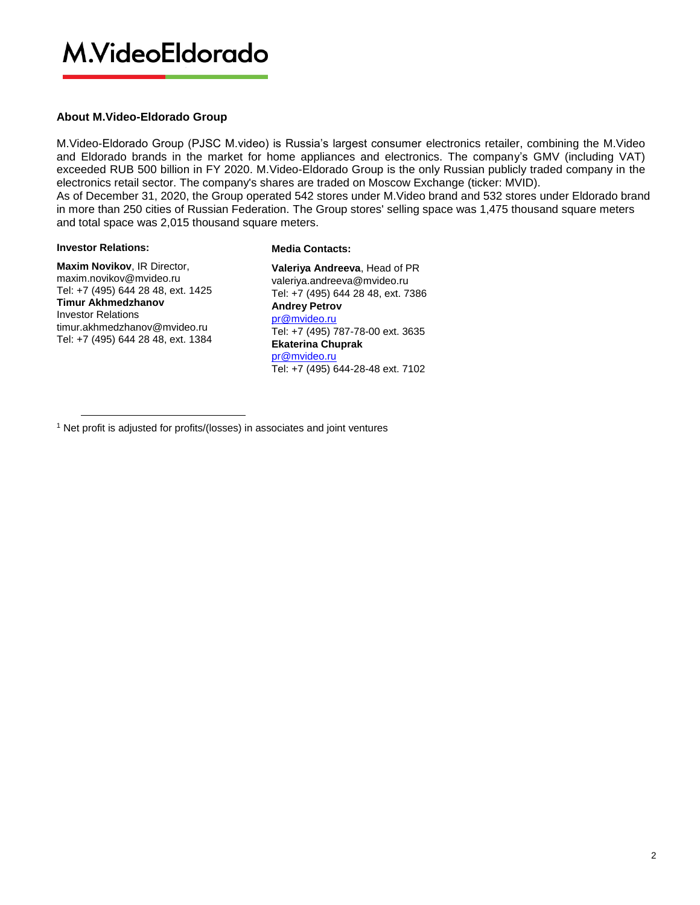M.VideoEldorado

### About M.Video-Eldorado Group

M.Video-Eldorado Group (PJSC M.video) is Russia's largest consumer electronics retailer, combining the M.Video and Eldorado brands in the market for home appliances and electronics. The company's GMV (including VAT) exceeded RUB 500 billion in FY 2020. M.Video-Eldorado Group is the only Russian publicly traded company in the electronics retail sector. The company's shares are traded on Moscow Exchange (ticker: MVID).
As of December 31, 2020, the Group operated 542 stores under M.Video brand and 532 stores under Eldorado brand in more than 250 cities of Russian Federation. The Group stores' selling space was 1,475 thousand square meters and total space was 2,015 thousand square meters.

**Investor Relations:**

**Maxim Novikov**, IR Director,
maxim.novikov@mvideo.ru
Tel: +7 (495) 644 28 48, ext. 1425
**Timur Akhmedzhanov**
Investor Relations
timur.akhmedzhanov@mvideo.ru
Tel: +7 (495) 644 28 48, ext. 1384

**Media Contacts:**

**Valeriya Andreeva**, Head of PR
valeriya.andreeva@mvideo.ru
Tel: +7 (495) 644 28 48, ext. 7386
**Andrey Petrov**
pr@mvideo.ru
Tel: +7 (495) 787-78-00 ext. 3635
**Ekaterina Chuprak**
pr@mvideo.ru
Tel: +7 (495) 644-28-48 ext. 7102

---

[1] Net profit is adjusted for profits/(losses) in associates and joint ventures